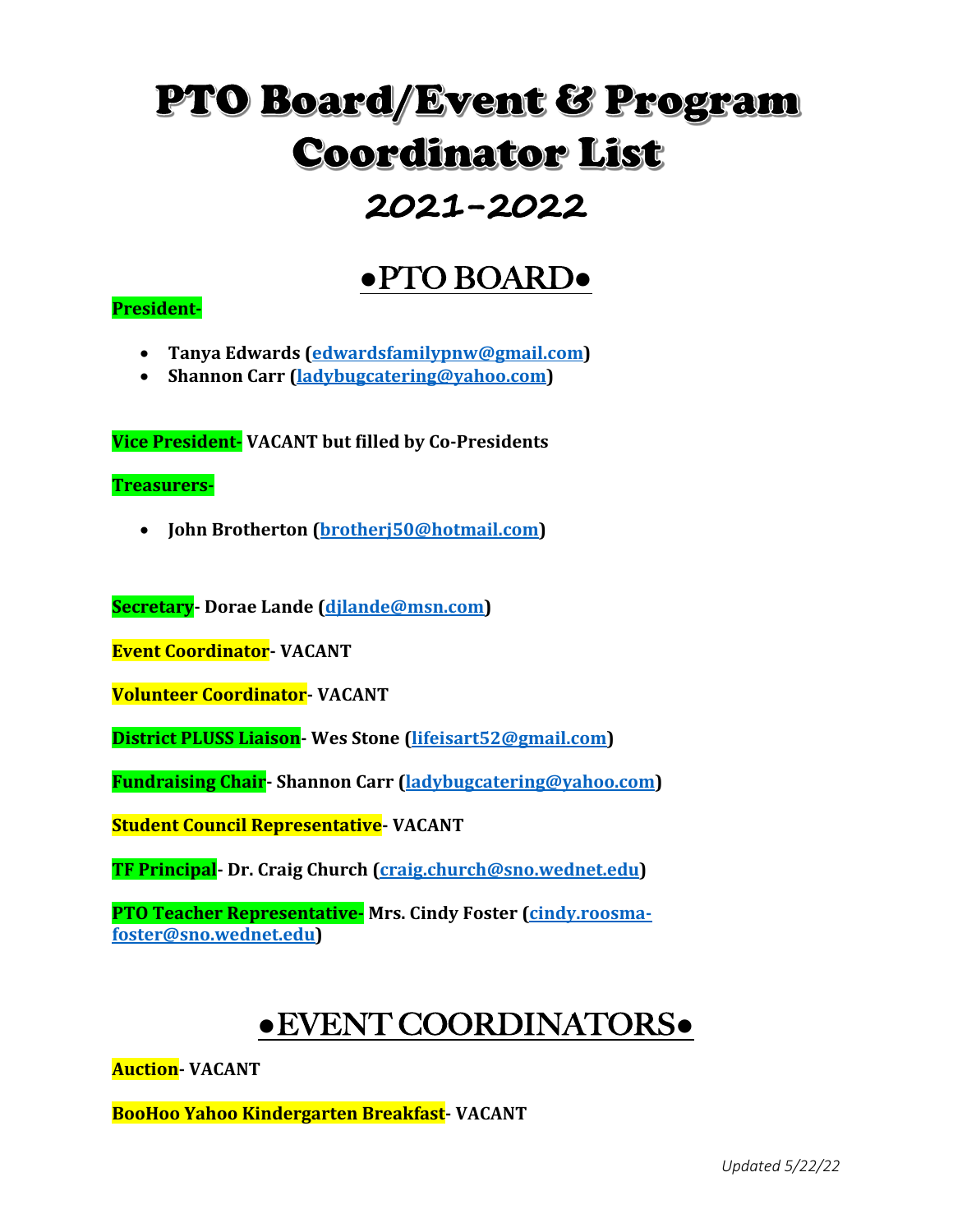# PTO Board/Event & Program Coordinator List

## 2021-2022

## •PTO BOARD•

**President-**

- **Tanya Edwards (edwardsfamilypnw@gmail.com)**
- **Shannon Carr (ladybugcatering@yahoo.com)**

**Vice President- VACANT but filled by Co-Presidents**

**Treasurers-**

- **John Brotherton (brotherj50@hotmail.com)**

**Secretary- Dorae Lande (djlande@msn.com)**

**Event Coordinator- VACANT**

**Volunteer Coordinator- VACANT**

**District PLUSS Liaison- Wes Stone (lifeisart52@gmail.com)**

**Fundraising Chair- Shannon Carr (ladybugcatering@yahoo.com)**

**Student Council Representative- VACANT**

**TF Principal- Dr. Craig Church (craig.church@sno.wednet.edu)**

**PTO Teacher Representative- Mrs. Cindy Foster (cindy.roosma-foster@sno.wednet.edu)**

## •EVENT COORDINATORS•

**Auction- VACANT**

**BooHoo Yahoo Kindergarten Breakfast- VACANT**

*Updated 5/22/22*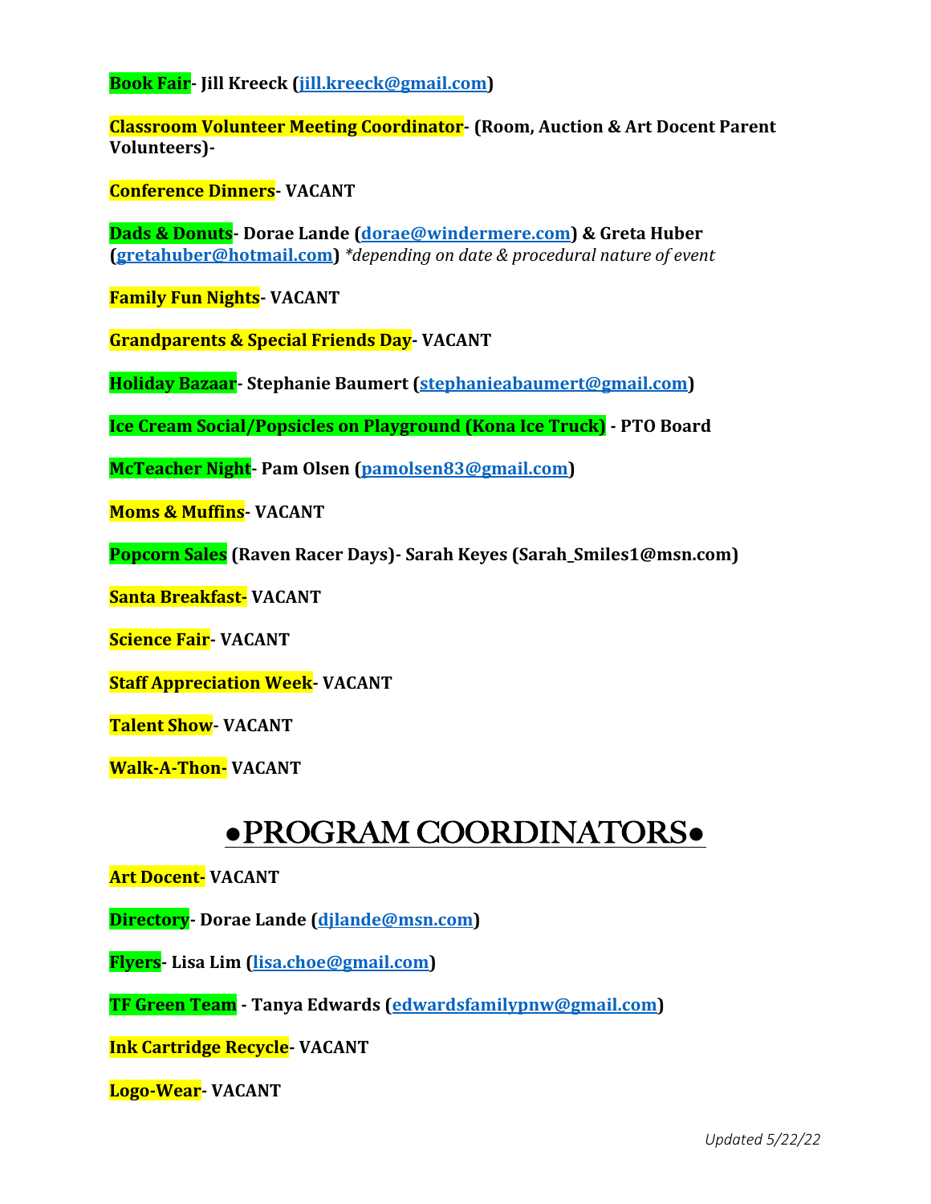**Book Fair- Jill Kreeck ([jill.kreeck@gmail.com](mailto:jill.kreeck@gmail.com))**

**Classroom Volunteer Meeting Coordinator- (Room, Auction & Art Docent Parent Volunteers)-**

**Conference Dinners- VACANT**

**Dads & Donuts- Dorae Lande ([dorae@windermere.com](mailto:dorae@windermere.com)) & Greta Huber ([gretahuber@hotmail.com](mailto:gretahuber@hotmail.com))** *\*depending on date & procedural nature of event*

**Family Fun Nights- VACANT**

**Grandparents & Special Friends Day- VACANT**

**Holiday Bazaar- Stephanie Baumert ([stephanieabaumert@gmail.com](mailto:stephanieabaumert@gmail.com))**

**Ice Cream Social/Popsicles on Playground (Kona Ice Truck) - PTO Board**

**McTeacher Night- Pam Olsen ([pamolsen83@gmail.com](mailto:pamolsen83@gmail.com))**

**Moms & Muffins- VACANT**

**Popcorn Sales (Raven Racer Days)- Sarah Keyes (Sarah_Smiles1@msn.com)**

**Santa Breakfast- VACANT**

**Science Fair- VACANT**

**Staff Appreciation Week- VACANT**

**Talent Show- VACANT**

**Walk-A-Thon- VACANT**

# ●PROGRAM COORDINATORS●

**Art Docent- VACANT**

**Directory- Dorae Lande ([djlande@msn.com](mailto:djlande@msn.com))**

**Flyers- Lisa Lim ([lisa.choe@gmail.com](mailto:lisa.choe@gmail.com))**

**TF Green Team - Tanya Edwards ([edwardsfamilypnw@gmail.com](mailto:edwardsfamilypnw@gmail.com))**

**Ink Cartridge Recycle- VACANT**

**Logo-Wear- VACANT**

*Updated 5/22/22*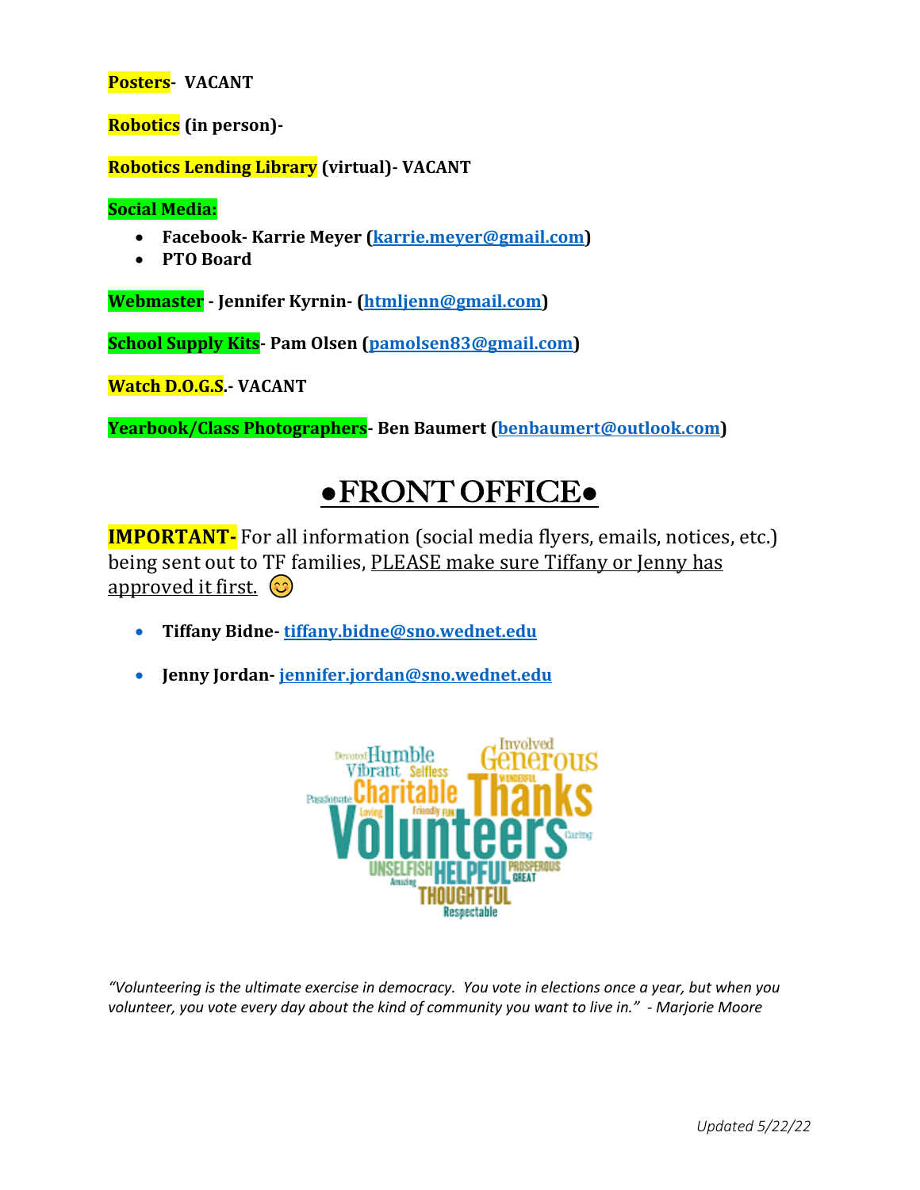**Posters- VACANT**

**Robotics (in person)-**

**Robotics Lending Library (virtual)- VACANT**

**Social Media:**

- **Facebook- Karrie Meyer (karrie.meyer@gmail.com)**
- **PTO Board**

**Webmaster - Jennifer Kyrnin- (htmljenn@gmail.com)**

**School Supply Kits- Pam Olsen (pamolsen83@gmail.com)**

**Watch D.O.G.S.- VACANT**

**Yearbook/Class Photographers- Ben Baumert (benbaumert@outlook.com)**

# ●FRONT OFFICE●

**IMPORTANT-** For all information (social media flyers, emails, notices, etc.) being sent out to TF families, PLEASE make sure Tiffany or Jenny has approved it first. 😊

- **Tiffany Bidne- tiffany.bidne@sno.wednet.edu**
- **Jenny Jordan- jennifer.jordan@sno.wednet.edu**

*"Volunteering is the ultimate exercise in democracy. You vote in elections once a year, but when you volunteer, you vote every day about the kind of community you want to live in." - Marjorie Moore*

*Updated 5/22/22*